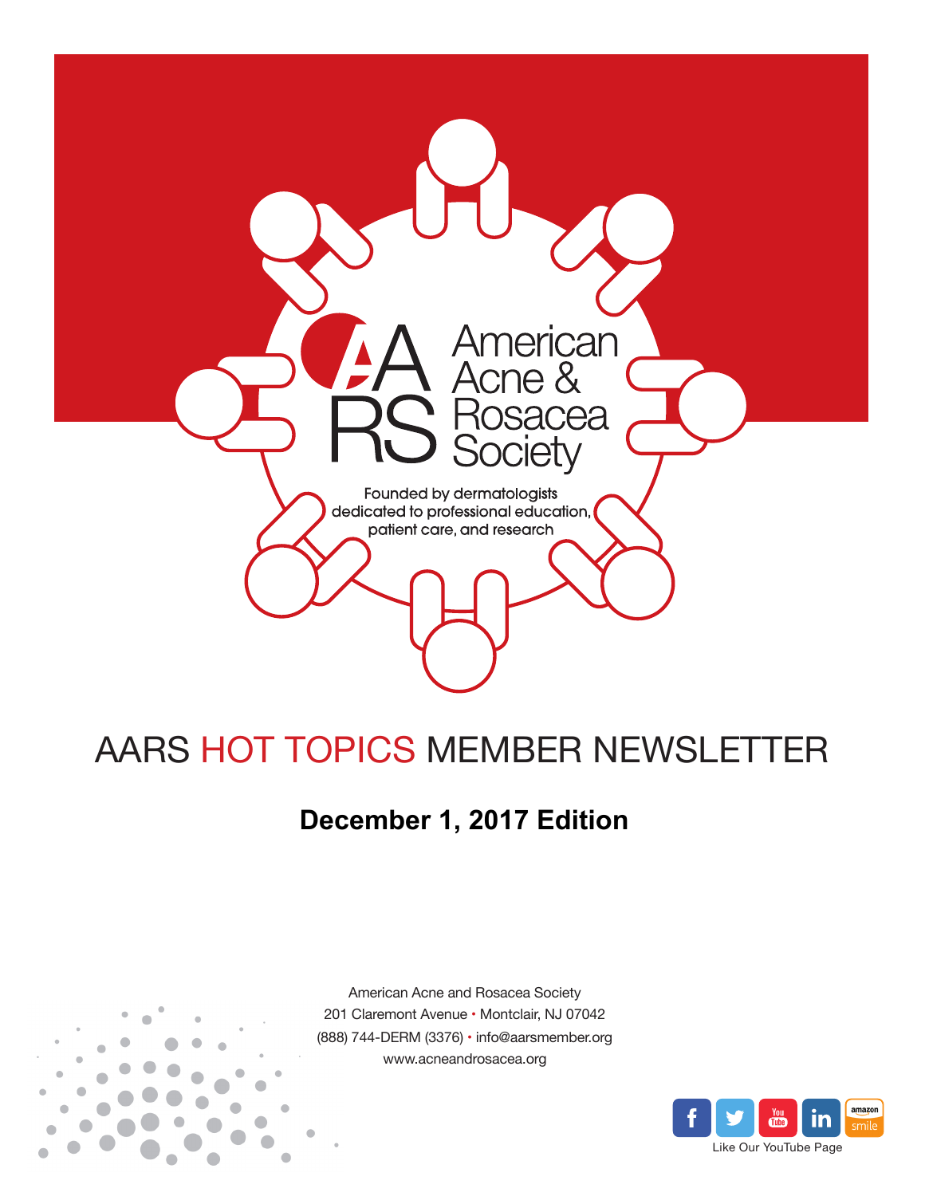# American Acne & Rosacea Society

Founded by dermatologists dedicated to professional education, patient care, and research

# AARS HOT TOPICS MEMBER NEWSLETTER

## December 1, 2017 Edition

American Acne and Rosacea Society
201 Claremont Avenue • Montclair, NJ 07042
(888) 744-DERM (3376) • info@aarsmember.org
www.acneandrosacea.org

Like Our YouTube Page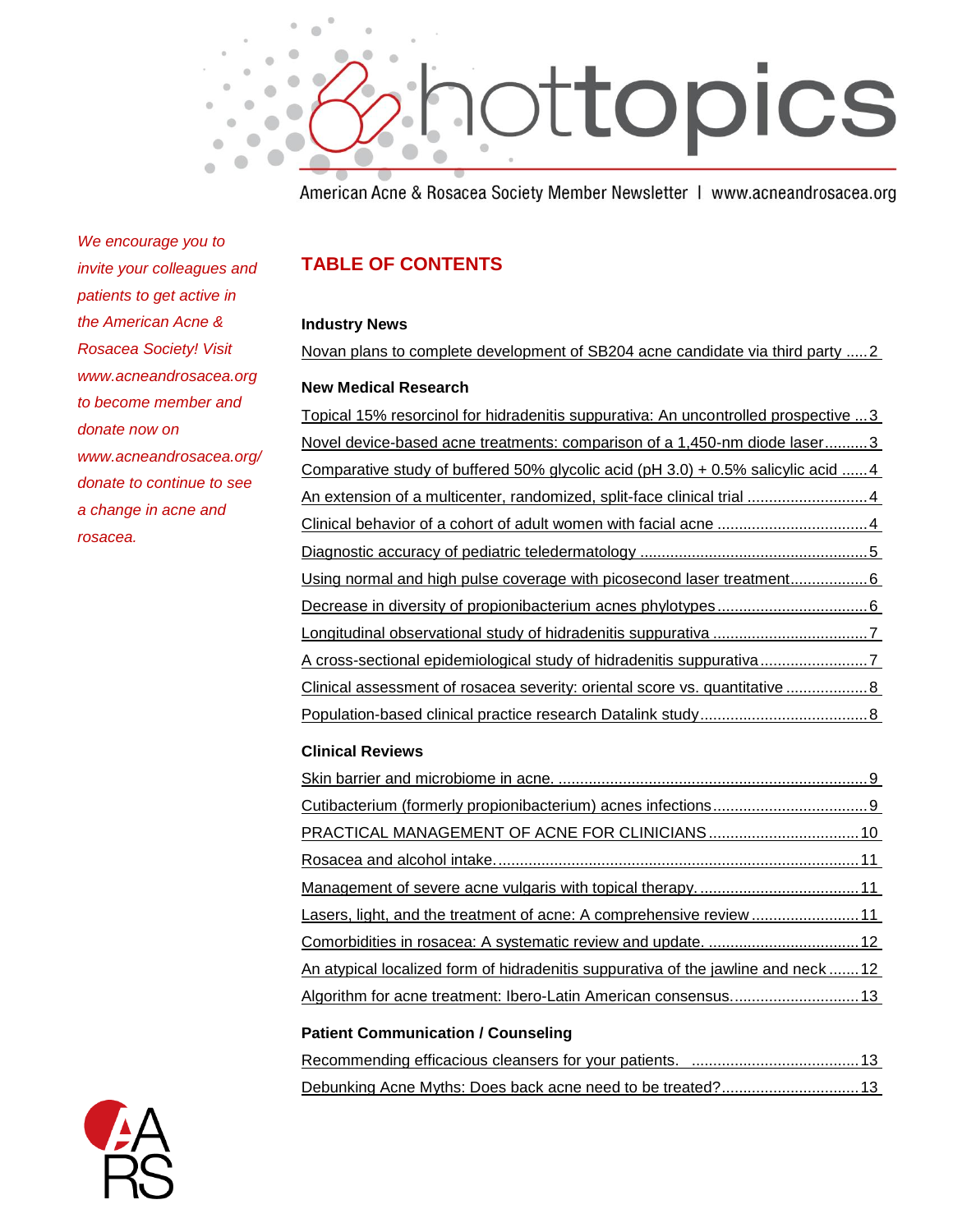# hottopics

American Acne & Rosacea Society Member Newsletter | www.acneandrosacea.org

*We encourage you to invite your colleagues and patients to get active in the American Acne & Rosacea Society! Visit www.acneandrosacea.org to become member and donate now on www.acneandrosacea.org/donate to continue to see a change in acne and rosacea.*

## TABLE OF CONTENTS

### Industry News

Novan plans to complete development of SB204 acne candidate via third party ..... 2

### New Medical Research

Topical 15% resorcinol for hidradenitis suppurativa: An uncontrolled prospective ... 3

Novel device-based acne treatments: comparison of a 1,450-nm diode laser .......... 3

Comparative study of buffered 50% glycolic acid (pH 3.0) + 0.5% salicylic acid ...... 4

An extension of a multicenter, randomized, split-face clinical trial ............................ 4

Clinical behavior of a cohort of adult women with facial acne .................................. 4

Diagnostic accuracy of pediatric teledermatology ..................................................... 5

Using normal and high pulse coverage with picosecond laser treatment.................. 6

Decrease in diversity of propionibacterium acnes phylotypes................................... 6

Longitudinal observational study of hidradenitis suppurativa .................................... 7

A cross-sectional epidemiological study of hidradenitis suppurativa ......................... 7

Clinical assessment of rosacea severity: oriental score vs. quantitative ................... 8

Population-based clinical practice research Datalink study....................................... 8

### Clinical Reviews

Skin barrier and microbiome in acne. ........................................................................ 9

Cutibacterium (formerly propionibacterium) acnes infections.................................... 9

PRACTICAL MANAGEMENT OF ACNE FOR CLINICIANS .................................. 10

Rosacea and alcohol intake...................................................................................... 11

Management of severe acne vulgaris with topical therapy. ..................................... 11

Lasers, light, and the treatment of acne: A comprehensive review ......................... 11

Comorbidities in rosacea: A systematic review and update. ................................... 12

An atypical localized form of hidradenitis suppurativa of the jawline and neck ....... 12

Algorithm for acne treatment: Ibero-Latin American consensus.............................. 13

### Patient Communication / Counseling

Recommending efficacious cleansers for your patients. ....................................... 13

Debunking Acne Myths: Does back acne need to be treated?................................ 13

AARS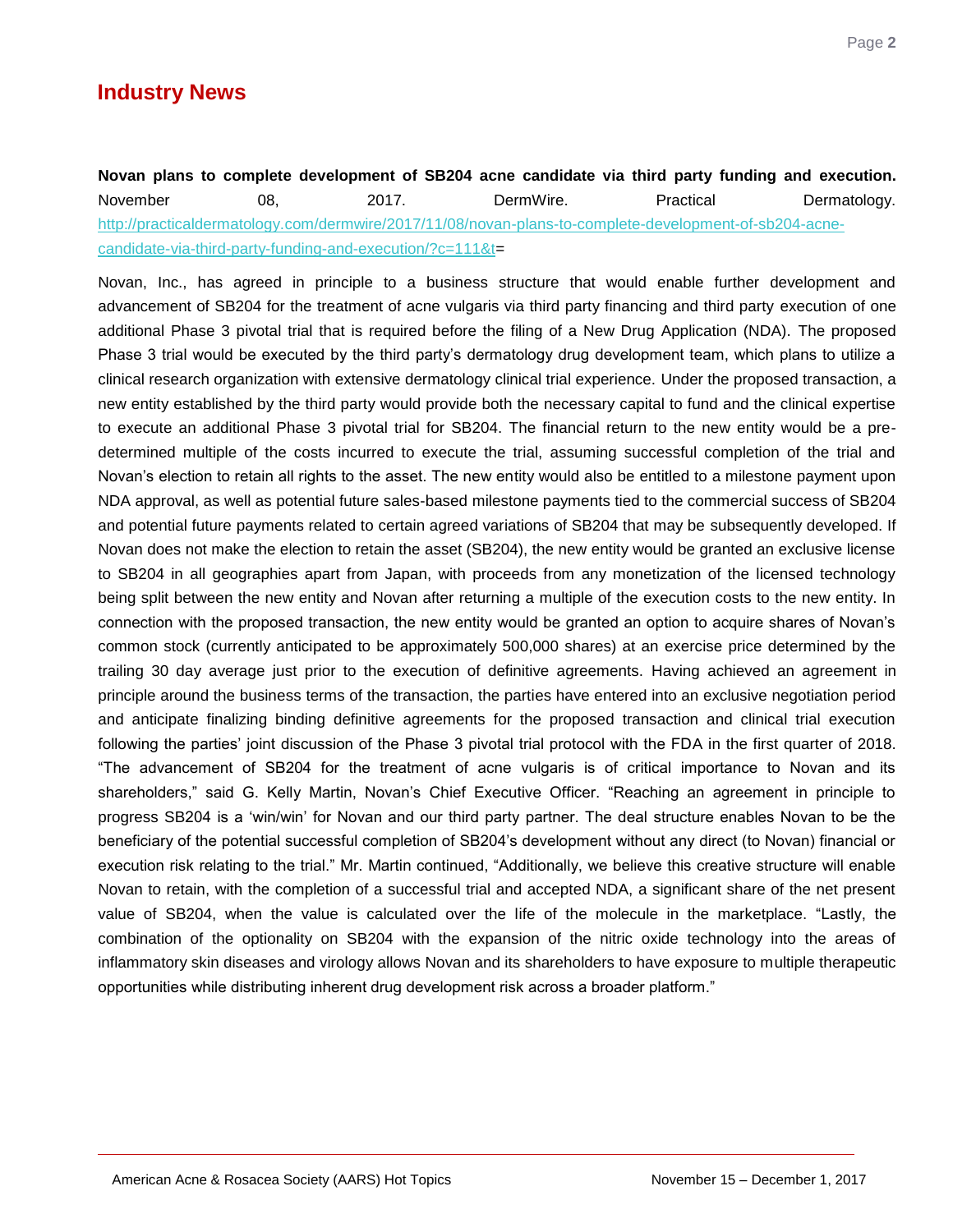## Industry News

**Novan plans to complete development of SB204 acne candidate via third party funding and execution.** November 08, 2017. DermWire. Practical Dermatology. http://practicaldermatology.com/dermwire/2017/11/08/novan-plans-to-complete-development-of-sb204-acne-candidate-via-third-party-funding-and-execution/?c=111&t=

Novan, Inc., has agreed in principle to a business structure that would enable further development and advancement of SB204 for the treatment of acne vulgaris via third party financing and third party execution of one additional Phase 3 pivotal trial that is required before the filing of a New Drug Application (NDA). The proposed Phase 3 trial would be executed by the third party's dermatology drug development team, which plans to utilize a clinical research organization with extensive dermatology clinical trial experience. Under the proposed transaction, a new entity established by the third party would provide both the necessary capital to fund and the clinical expertise to execute an additional Phase 3 pivotal trial for SB204. The financial return to the new entity would be a pre-determined multiple of the costs incurred to execute the trial, assuming successful completion of the trial and Novan's election to retain all rights to the asset. The new entity would also be entitled to a milestone payment upon NDA approval, as well as potential future sales-based milestone payments tied to the commercial success of SB204 and potential future payments related to certain agreed variations of SB204 that may be subsequently developed. If Novan does not make the election to retain the asset (SB204), the new entity would be granted an exclusive license to SB204 in all geographies apart from Japan, with proceeds from any monetization of the licensed technology being split between the new entity and Novan after returning a multiple of the execution costs to the new entity. In connection with the proposed transaction, the new entity would be granted an option to acquire shares of Novan's common stock (currently anticipated to be approximately 500,000 shares) at an exercise price determined by the trailing 30 day average just prior to the execution of definitive agreements. Having achieved an agreement in principle around the business terms of the transaction, the parties have entered into an exclusive negotiation period and anticipate finalizing binding definitive agreements for the proposed transaction and clinical trial execution following the parties' joint discussion of the Phase 3 pivotal trial protocol with the FDA in the first quarter of 2018. "The advancement of SB204 for the treatment of acne vulgaris is of critical importance to Novan and its shareholders," said G. Kelly Martin, Novan's Chief Executive Officer. "Reaching an agreement in principle to progress SB204 is a 'win/win' for Novan and our third party partner. The deal structure enables Novan to be the beneficiary of the potential successful completion of SB204's development without any direct (to Novan) financial or execution risk relating to the trial." Mr. Martin continued, "Additionally, we believe this creative structure will enable Novan to retain, with the completion of a successful trial and accepted NDA, a significant share of the net present value of SB204, when the value is calculated over the life of the molecule in the marketplace. "Lastly, the combination of the optionality on SB204 with the expansion of the nitric oxide technology into the areas of inflammatory skin diseases and virology allows Novan and its shareholders to have exposure to multiple therapeutic opportunities while distributing inherent drug development risk across a broader platform."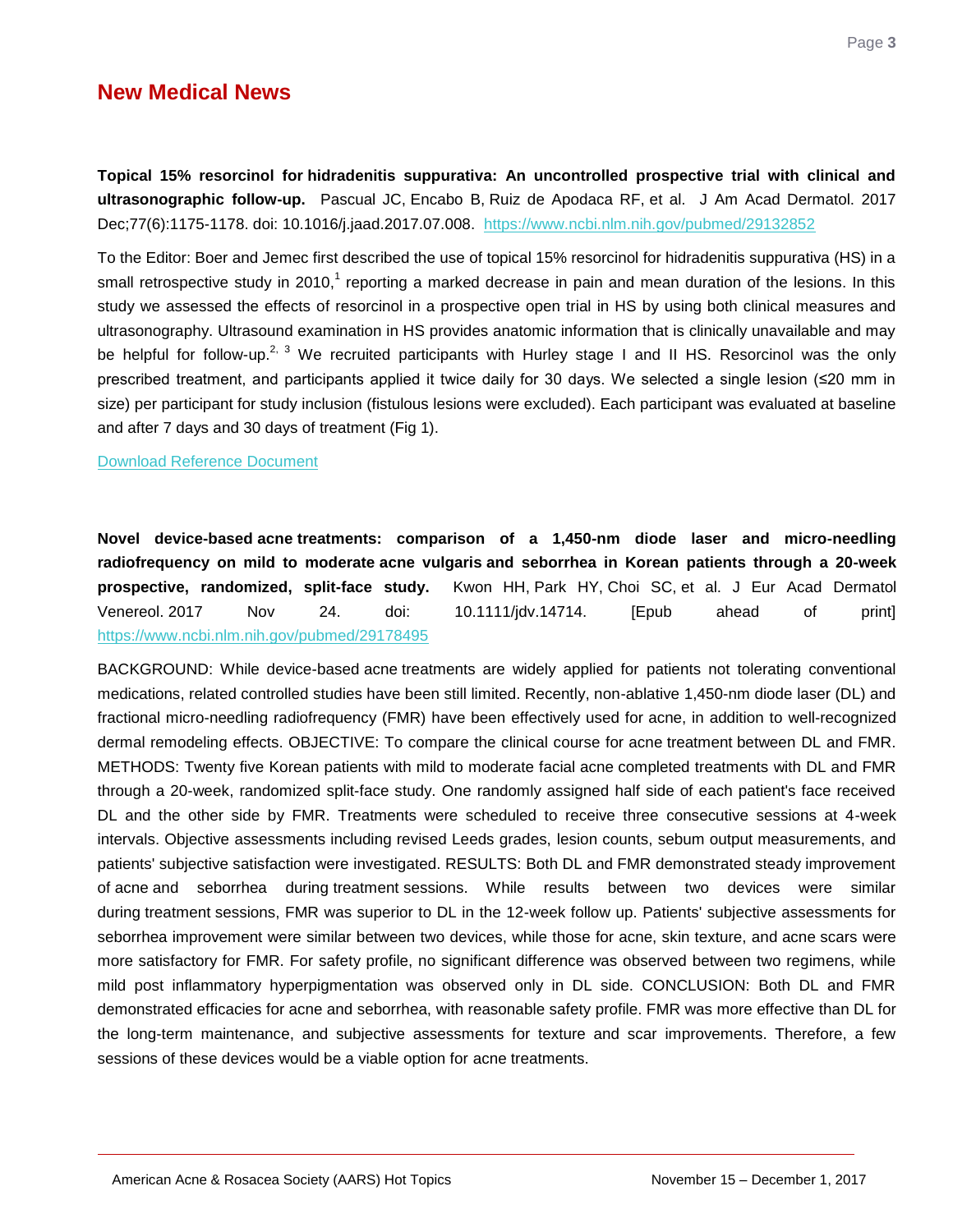## New Medical News

**Topical 15% resorcinol for hidradenitis suppurativa: An uncontrolled prospective trial with clinical and ultrasonographic follow-up.** Pascual JC, Encabo B, Ruiz de Apodaca RF, et al. J Am Acad Dermatol. 2017 Dec;77(6):1175-1178. doi: 10.1016/j.jaad.2017.07.008. https://www.ncbi.nlm.nih.gov/pubmed/29132852

To the Editor: Boer and Jemec first described the use of topical 15% resorcinol for hidradenitis suppurativa (HS) in a small retrospective study in 2010,[1] reporting a marked decrease in pain and mean duration of the lesions. In this study we assessed the effects of resorcinol in a prospective open trial in HS by using both clinical measures and ultrasonography. Ultrasound examination in HS provides anatomic information that is clinically unavailable and may be helpful for follow-up.[2, 3] We recruited participants with Hurley stage I and II HS. Resorcinol was the only prescribed treatment, and participants applied it twice daily for 30 days. We selected a single lesion (≤20 mm in size) per participant for study inclusion (fistulous lesions were excluded). Each participant was evaluated at baseline and after 7 days and 30 days of treatment (Fig 1).

Download Reference Document

**Novel device-based acne treatments: comparison of a 1,450-nm diode laser and micro-needling radiofrequency on mild to moderate acne vulgaris and seborrhea in Korean patients through a 20-week prospective, randomized, split-face study.** Kwon HH, Park HY, Choi SC, et al. J Eur Acad Dermatol Venereol. 2017 Nov 24. doi: 10.1111/jdv.14714. [Epub ahead of print] https://www.ncbi.nlm.nih.gov/pubmed/29178495

BACKGROUND: While device-based acne treatments are widely applied for patients not tolerating conventional medications, related controlled studies have been still limited. Recently, non-ablative 1,450-nm diode laser (DL) and fractional micro-needling radiofrequency (FMR) have been effectively used for acne, in addition to well-recognized dermal remodeling effects. OBJECTIVE: To compare the clinical course for acne treatment between DL and FMR. METHODS: Twenty five Korean patients with mild to moderate facial acne completed treatments with DL and FMR through a 20-week, randomized split-face study. One randomly assigned half side of each patient's face received DL and the other side by FMR. Treatments were scheduled to receive three consecutive sessions at 4-week intervals. Objective assessments including revised Leeds grades, lesion counts, sebum output measurements, and patients' subjective satisfaction were investigated. RESULTS: Both DL and FMR demonstrated steady improvement of acne and seborrhea during treatment sessions. While results between two devices were similar during treatment sessions, FMR was superior to DL in the 12-week follow up. Patients' subjective assessments for seborrhea improvement were similar between two devices, while those for acne, skin texture, and acne scars were more satisfactory for FMR. For safety profile, no significant difference was observed between two regimens, while mild post inflammatory hyperpigmentation was observed only in DL side. CONCLUSION: Both DL and FMR demonstrated efficacies for acne and seborrhea, with reasonable safety profile. FMR was more effective than DL for the long-term maintenance, and subjective assessments for texture and scar improvements. Therefore, a few sessions of these devices would be a viable option for acne treatments.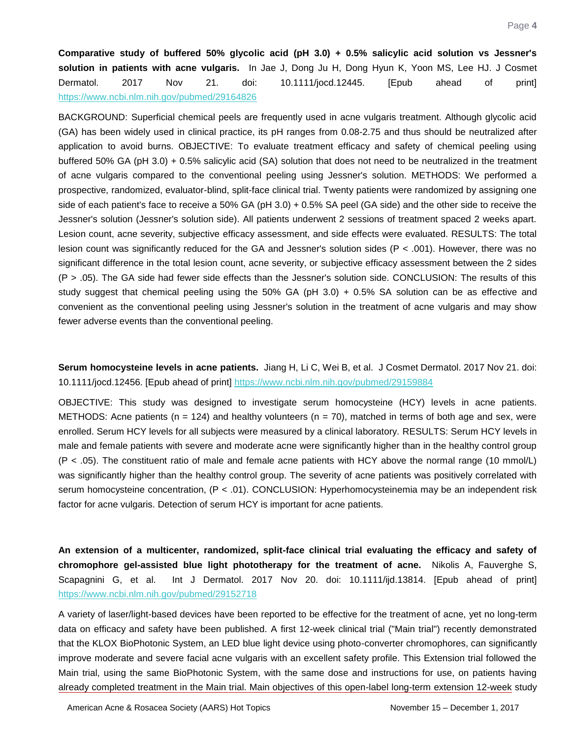**Comparative study of buffered 50% glycolic acid (pH 3.0) + 0.5% salicylic acid solution vs Jessner's solution in patients with acne vulgaris.** In Jae J, Dong Ju H, Dong Hyun K, Yoon MS, Lee HJ. J Cosmet Dermatol. 2017 Nov 21. doi: 10.1111/jocd.12445. [Epub ahead of print] https://www.ncbi.nlm.nih.gov/pubmed/29164826

BACKGROUND: Superficial chemical peels are frequently used in acne vulgaris treatment. Although glycolic acid (GA) has been widely used in clinical practice, its pH ranges from 0.08-2.75 and thus should be neutralized after application to avoid burns. OBJECTIVE: To evaluate treatment efficacy and safety of chemical peeling using buffered 50% GA (pH 3.0) + 0.5% salicylic acid (SA) solution that does not need to be neutralized in the treatment of acne vulgaris compared to the conventional peeling using Jessner's solution. METHODS: We performed a prospective, randomized, evaluator-blind, split-face clinical trial. Twenty patients were randomized by assigning one side of each patient's face to receive a 50% GA (pH 3.0) + 0.5% SA peel (GA side) and the other side to receive the Jessner's solution (Jessner's solution side). All patients underwent 2 sessions of treatment spaced 2 weeks apart. Lesion count, acne severity, subjective efficacy assessment, and side effects were evaluated. RESULTS: The total lesion count was significantly reduced for the GA and Jessner's solution sides ($P < .001$). However, there was no significant difference in the total lesion count, acne severity, or subjective efficacy assessment between the 2 sides ($P > .05$). The GA side had fewer side effects than the Jessner's solution side. CONCLUSION: The results of this study suggest that chemical peeling using the 50% GA (pH 3.0) + 0.5% SA solution can be as effective and convenient as the conventional peeling using Jessner's solution in the treatment of acne vulgaris and may show fewer adverse events than the conventional peeling.

**Serum homocysteine levels in acne patients.** Jiang H, Li C, Wei B, et al. J Cosmet Dermatol. 2017 Nov 21. doi: 10.1111/jocd.12456. [Epub ahead of print] https://www.ncbi.nlm.nih.gov/pubmed/29159884

OBJECTIVE: This study was designed to investigate serum homocysteine (HCY) levels in acne patients. METHODS: Acne patients ($n = 124$) and healthy volunteers ($n = 70$), matched in terms of both age and sex, were enrolled. Serum HCY levels for all subjects were measured by a clinical laboratory. RESULTS: Serum HCY levels in male and female patients with severe and moderate acne were significantly higher than in the healthy control group ($P < .05$). The constituent ratio of male and female acne patients with HCY above the normal range (10 mmol/L) was significantly higher than the healthy control group. The severity of acne patients was positively correlated with serum homocysteine concentration, ($P < .01$). CONCLUSION: Hyperhomocysteinemia may be an independent risk factor for acne vulgaris. Detection of serum HCY is important for acne patients.

**An extension of a multicenter, randomized, split-face clinical trial evaluating the efficacy and safety of chromophore gel-assisted blue light phototherapy for the treatment of acne.** Nikolis A, Fauverghe S, Scapagnini G, et al. Int J Dermatol. 2017 Nov 20. doi: 10.1111/ijd.13814. [Epub ahead of print] https://www.ncbi.nlm.nih.gov/pubmed/29152718

A variety of laser/light-based devices have been reported to be effective for the treatment of acne, yet no long-term data on efficacy and safety have been published. A first 12-week clinical trial ("Main trial") recently demonstrated that the KLOX BioPhotonic System, an LED blue light device using photo-converter chromophores, can significantly improve moderate and severe facial acne vulgaris with an excellent safety profile. This Extension trial followed the Main trial, using the same BioPhotonic System, with the same dose and instructions for use, on patients having already completed treatment in the Main trial. Main objectives of this open-label long-term extension 12-week study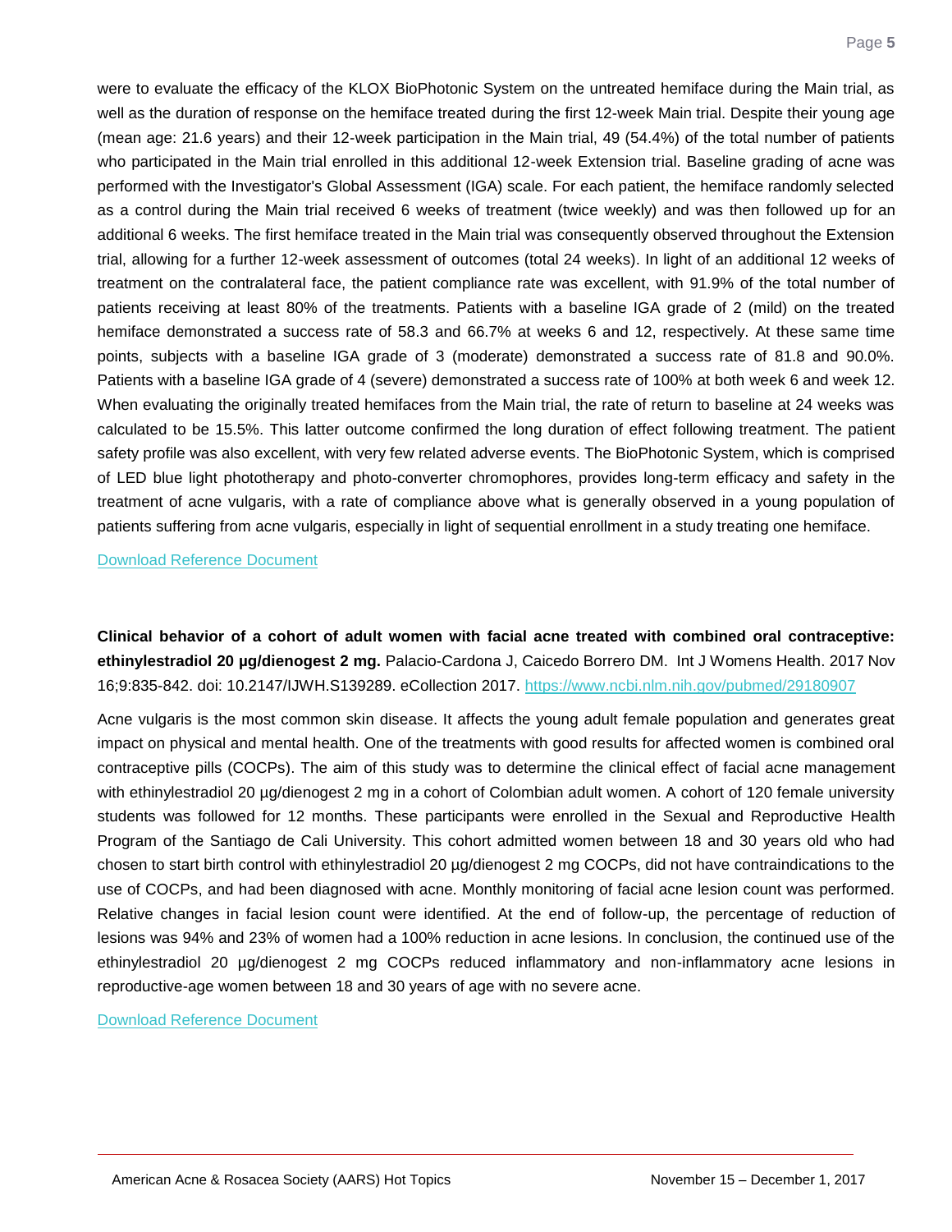were to evaluate the efficacy of the KLOX BioPhotonic System on the untreated hemiface during the Main trial, as well as the duration of response on the hemiface treated during the first 12-week Main trial. Despite their young age (mean age: 21.6 years) and their 12-week participation in the Main trial, 49 (54.4%) of the total number of patients who participated in the Main trial enrolled in this additional 12-week Extension trial. Baseline grading of acne was performed with the Investigator's Global Assessment (IGA) scale. For each patient, the hemiface randomly selected as a control during the Main trial received 6 weeks of treatment (twice weekly) and was then followed up for an additional 6 weeks. The first hemiface treated in the Main trial was consequently observed throughout the Extension trial, allowing for a further 12-week assessment of outcomes (total 24 weeks). In light of an additional 12 weeks of treatment on the contralateral face, the patient compliance rate was excellent, with 91.9% of the total number of patients receiving at least 80% of the treatments. Patients with a baseline IGA grade of 2 (mild) on the treated hemiface demonstrated a success rate of 58.3 and 66.7% at weeks 6 and 12, respectively. At these same time points, subjects with a baseline IGA grade of 3 (moderate) demonstrated a success rate of 81.8 and 90.0%. Patients with a baseline IGA grade of 4 (severe) demonstrated a success rate of 100% at both week 6 and week 12. When evaluating the originally treated hemifaces from the Main trial, the rate of return to baseline at 24 weeks was calculated to be 15.5%. This latter outcome confirmed the long duration of effect following treatment. The patient safety profile was also excellent, with very few related adverse events. The BioPhotonic System, which is comprised of LED blue light phototherapy and photo-converter chromophores, provides long-term efficacy and safety in the treatment of acne vulgaris, with a rate of compliance above what is generally observed in a young population of patients suffering from acne vulgaris, especially in light of sequential enrollment in a study treating one hemiface.

Download Reference Document

**Clinical behavior of a cohort of adult women with facial acne treated with combined oral contraceptive: ethinylestradiol 20 µg/dienogest 2 mg.** Palacio-Cardona J, Caicedo Borrero DM. Int J Womens Health. 2017 Nov 16;9:835-842. doi: 10.2147/IJWH.S139289. eCollection 2017. https://www.ncbi.nlm.nih.gov/pubmed/29180907

Acne vulgaris is the most common skin disease. It affects the young adult female population and generates great impact on physical and mental health. One of the treatments with good results for affected women is combined oral contraceptive pills (COCPs). The aim of this study was to determine the clinical effect of facial acne management with ethinylestradiol 20 µg/dienogest 2 mg in a cohort of Colombian adult women. A cohort of 120 female university students was followed for 12 months. These participants were enrolled in the Sexual and Reproductive Health Program of the Santiago de Cali University. This cohort admitted women between 18 and 30 years old who had chosen to start birth control with ethinylestradiol 20 µg/dienogest 2 mg COCPs, did not have contraindications to the use of COCPs, and had been diagnosed with acne. Monthly monitoring of facial acne lesion count was performed. Relative changes in facial lesion count were identified. At the end of follow-up, the percentage of reduction of lesions was 94% and 23% of women had a 100% reduction in acne lesions. In conclusion, the continued use of the ethinylestradiol 20 µg/dienogest 2 mg COCPs reduced inflammatory and non-inflammatory acne lesions in reproductive-age women between 18 and 30 years of age with no severe acne.

Download Reference Document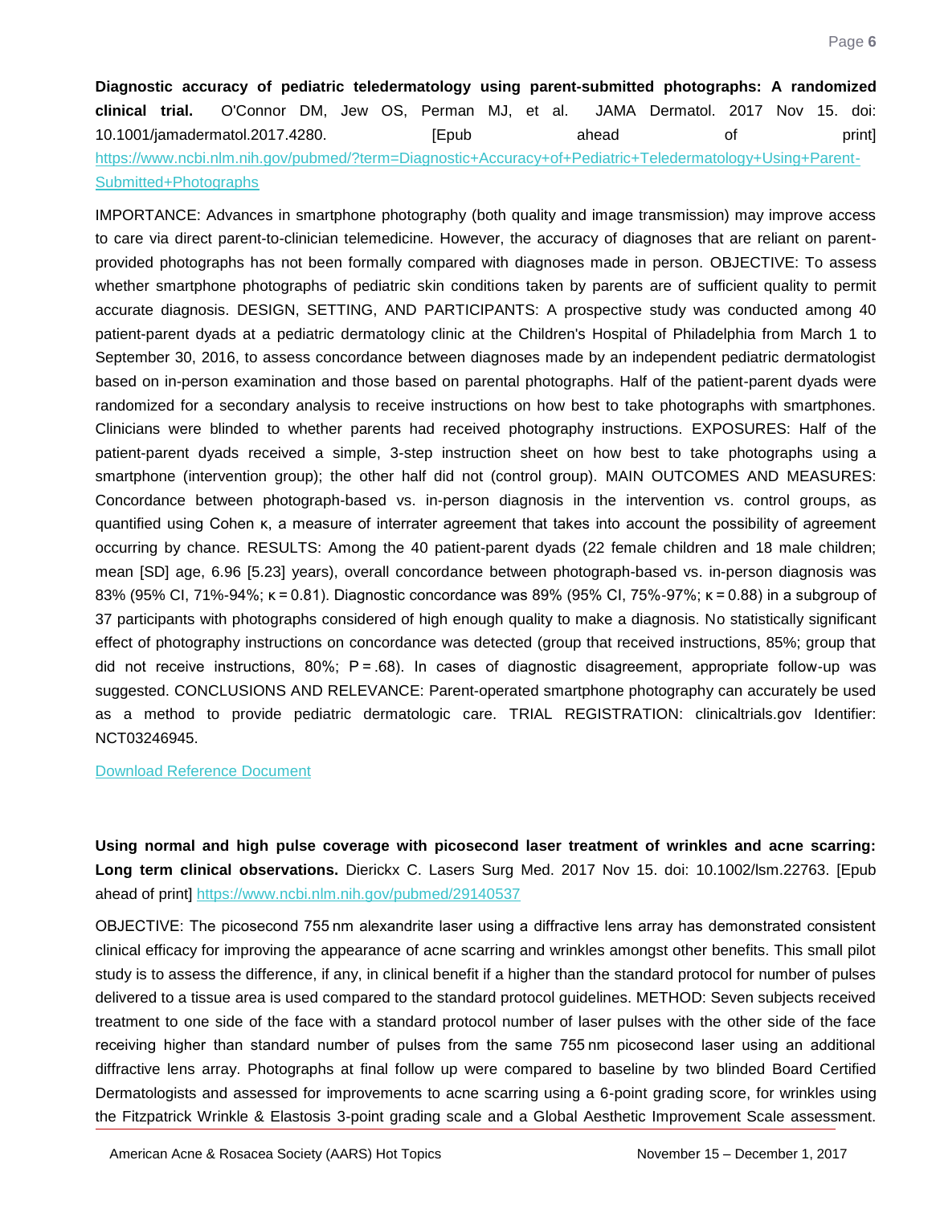**Diagnostic accuracy of pediatric teledermatology using parent-submitted photographs: A randomized clinical trial.** O'Connor DM, Jew OS, Perman MJ, et al. JAMA Dermatol. 2017 Nov 15. doi: 10.1001/jamadermatol.2017.4280. [Epub ahead of print] https://www.ncbi.nlm.nih.gov/pubmed/?term=Diagnostic+Accuracy+of+Pediatric+Teledermatology+Using+Parent-Submitted+Photographs

IMPORTANCE: Advances in smartphone photography (both quality and image transmission) may improve access to care via direct parent-to-clinician telemedicine. However, the accuracy of diagnoses that are reliant on parent-provided photographs has not been formally compared with diagnoses made in person. OBJECTIVE: To assess whether smartphone photographs of pediatric skin conditions taken by parents are of sufficient quality to permit accurate diagnosis. DESIGN, SETTING, AND PARTICIPANTS: A prospective study was conducted among 40 patient-parent dyads at a pediatric dermatology clinic at the Children's Hospital of Philadelphia from March 1 to September 30, 2016, to assess concordance between diagnoses made by an independent pediatric dermatologist based on in-person examination and those based on parental photographs. Half of the patient-parent dyads were randomized for a secondary analysis to receive instructions on how best to take photographs with smartphones. Clinicians were blinded to whether parents had received photography instructions. EXPOSURES: Half of the patient-parent dyads received a simple, 3-step instruction sheet on how best to take photographs using a smartphone (intervention group); the other half did not (control group). MAIN OUTCOMES AND MEASURES: Concordance between photograph-based vs. in-person diagnosis in the intervention vs. control groups, as quantified using Cohen κ, a measure of interrater agreement that takes into account the possibility of agreement occurring by chance. RESULTS: Among the 40 patient-parent dyads (22 female children and 18 male children; mean [SD] age, 6.96 [5.23] years), overall concordance between photograph-based vs. in-person diagnosis was 83% (95% CI, 71%-94%; κ = 0.81). Diagnostic concordance was 89% (95% CI, 75%-97%; κ = 0.88) in a subgroup of 37 participants with photographs considered of high enough quality to make a diagnosis. No statistically significant effect of photography instructions on concordance was detected (group that received instructions, 85%; group that did not receive instructions, 80%; P = .68). In cases of diagnostic disagreement, appropriate follow-up was suggested. CONCLUSIONS AND RELEVANCE: Parent-operated smartphone photography can accurately be used as a method to provide pediatric dermatologic care. TRIAL REGISTRATION: clinicaltrials.gov Identifier: NCT03246945.

Download Reference Document

**Using normal and high pulse coverage with picosecond laser treatment of wrinkles and acne scarring: Long term clinical observations.** Dierickx C. Lasers Surg Med. 2017 Nov 15. doi: 10.1002/lsm.22763. [Epub ahead of print] https://www.ncbi.nlm.nih.gov/pubmed/29140537

OBJECTIVE: The picosecond 755 nm alexandrite laser using a diffractive lens array has demonstrated consistent clinical efficacy for improving the appearance of acne scarring and wrinkles amongst other benefits. This small pilot study is to assess the difference, if any, in clinical benefit if a higher than the standard protocol for number of pulses delivered to a tissue area is used compared to the standard protocol guidelines. METHOD: Seven subjects received treatment to one side of the face with a standard protocol number of laser pulses with the other side of the face receiving higher than standard number of pulses from the same 755 nm picosecond laser using an additional diffractive lens array. Photographs at final follow up were compared to baseline by two blinded Board Certified Dermatologists and assessed for improvements to acne scarring using a 6-point grading score, for wrinkles using the Fitzpatrick Wrinkle & Elastosis 3-point grading scale and a Global Aesthetic Improvement Scale assessment.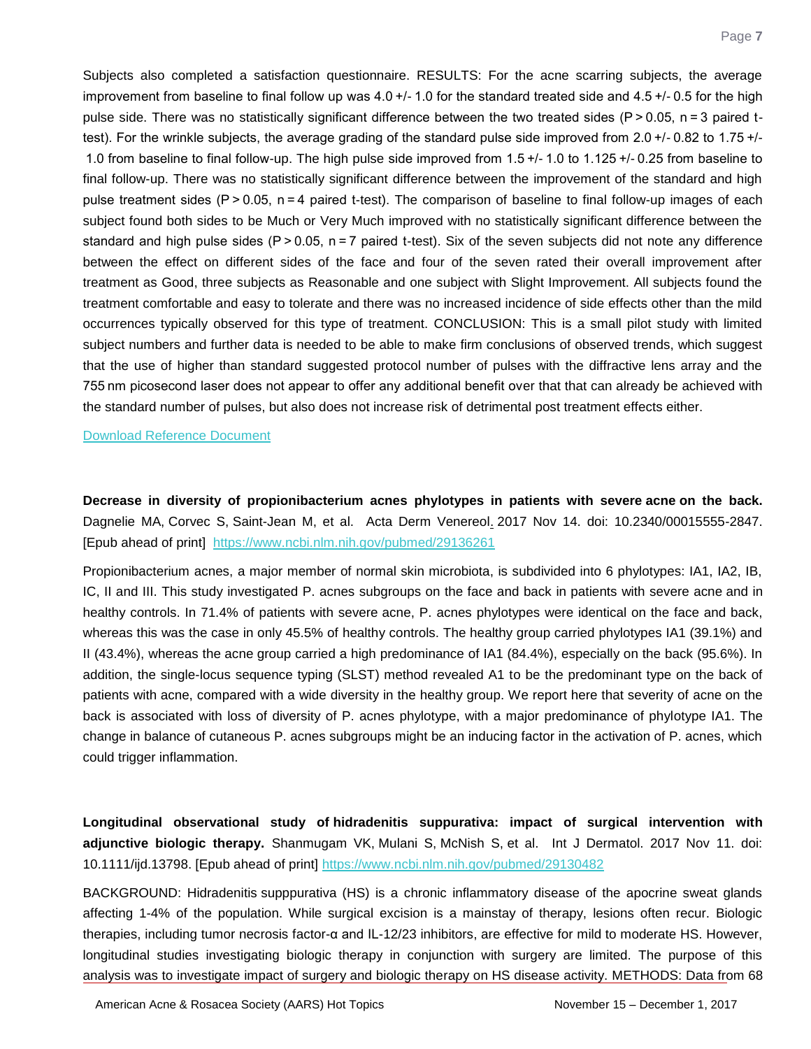Subjects also completed a satisfaction questionnaire. RESULTS: For the acne scarring subjects, the average improvement from baseline to final follow up was 4.0 +/- 1.0 for the standard treated side and 4.5 +/- 0.5 for the high pulse side. There was no statistically significant difference between the two treated sides (P > 0.05, n = 3 paired t-test). For the wrinkle subjects, the average grading of the standard pulse side improved from 2.0 +/- 0.82 to 1.75 +/- 1.0 from baseline to final follow-up. The high pulse side improved from 1.5 +/- 1.0 to 1.125 +/- 0.25 from baseline to final follow-up. There was no statistically significant difference between the improvement of the standard and high pulse treatment sides (P > 0.05, n = 4 paired t-test). The comparison of baseline to final follow-up images of each subject found both sides to be Much or Very Much improved with no statistically significant difference between the standard and high pulse sides (P > 0.05, n = 7 paired t-test). Six of the seven subjects did not note any difference between the effect on different sides of the face and four of the seven rated their overall improvement after treatment as Good, three subjects as Reasonable and one subject with Slight Improvement. All subjects found the treatment comfortable and easy to tolerate and there was no increased incidence of side effects other than the mild occurrences typically observed for this type of treatment. CONCLUSION: This is a small pilot study with limited subject numbers and further data is needed to be able to make firm conclusions of observed trends, which suggest that the use of higher than standard suggested protocol number of pulses with the diffractive lens array and the 755 nm picosecond laser does not appear to offer any additional benefit over that that can already be achieved with the standard number of pulses, but also does not increase risk of detrimental post treatment effects either.

Download Reference Document

**Decrease in diversity of propionibacterium acnes phylotypes in patients with severe acne on the back.** Dagnelie MA, Corvec S, Saint-Jean M, et al. Acta Derm Venereol. 2017 Nov 14. doi: 10.2340/00015555-2847. [Epub ahead of print] https://www.ncbi.nlm.nih.gov/pubmed/29136261

Propionibacterium acnes, a major member of normal skin microbiota, is subdivided into 6 phylotypes: IA1, IA2, IB, IC, II and III. This study investigated P. acnes subgroups on the face and back in patients with severe acne and in healthy controls. In 71.4% of patients with severe acne, P. acnes phylotypes were identical on the face and back, whereas this was the case in only 45.5% of healthy controls. The healthy group carried phylotypes IA1 (39.1%) and II (43.4%), whereas the acne group carried a high predominance of IA1 (84.4%), especially on the back (95.6%). In addition, the single-locus sequence typing (SLST) method revealed A1 to be the predominant type on the back of patients with acne, compared with a wide diversity in the healthy group. We report here that severity of acne on the back is associated with loss of diversity of P. acnes phylotype, with a major predominance of phylotype IA1. The change in balance of cutaneous P. acnes subgroups might be an inducing factor in the activation of P. acnes, which could trigger inflammation.

**Longitudinal observational study of hidradenitis suppurativa: impact of surgical intervention with adjunctive biologic therapy.** Shanmugam VK, Mulani S, McNish S, et al. Int J Dermatol. 2017 Nov 11. doi: 10.1111/ijd.13798. [Epub ahead of print] https://www.ncbi.nlm.nih.gov/pubmed/29130482

BACKGROUND: Hidradenitis supppurativa (HS) is a chronic inflammatory disease of the apocrine sweat glands affecting 1-4% of the population. While surgical excision is a mainstay of therapy, lesions often recur. Biologic therapies, including tumor necrosis factor-α and IL-12/23 inhibitors, are effective for mild to moderate HS. However, longitudinal studies investigating biologic therapy in conjunction with surgery are limited. The purpose of this analysis was to investigate impact of surgery and biologic therapy on HS disease activity. METHODS: Data from 68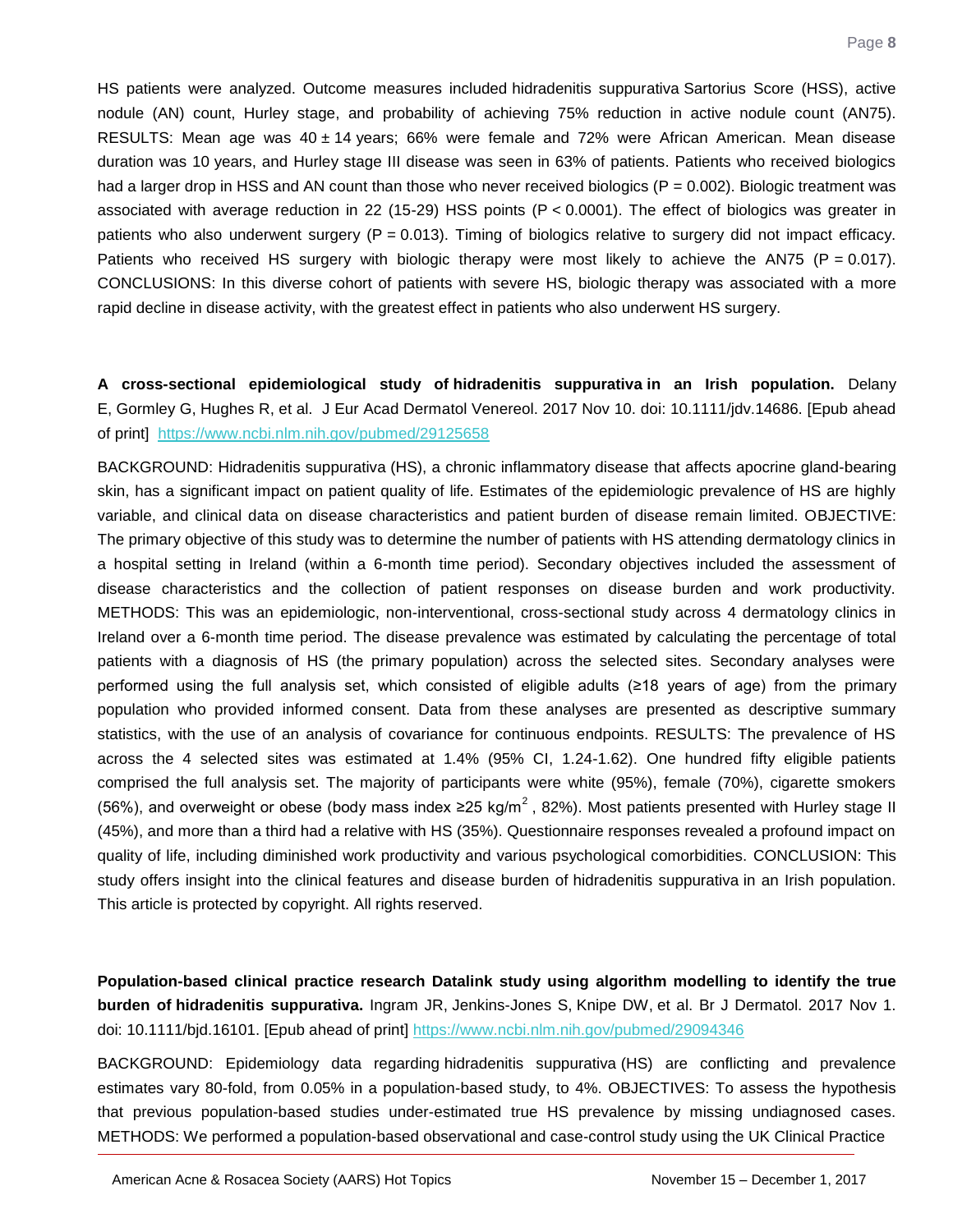HS patients were analyzed. Outcome measures included hidradenitis suppurativa Sartorius Score (HSS), active nodule (AN) count, Hurley stage, and probability of achieving 75% reduction in active nodule count (AN75). RESULTS: Mean age was 40 ± 14 years; 66% were female and 72% were African American. Mean disease duration was 10 years, and Hurley stage III disease was seen in 63% of patients. Patients who received biologics had a larger drop in HSS and AN count than those who never received biologics (P = 0.002). Biologic treatment was associated with average reduction in 22 (15-29) HSS points (P < 0.0001). The effect of biologics was greater in patients who also underwent surgery (P = 0.013). Timing of biologics relative to surgery did not impact efficacy. Patients who received HS surgery with biologic therapy were most likely to achieve the AN75 (P = 0.017). CONCLUSIONS: In this diverse cohort of patients with severe HS, biologic therapy was associated with a more rapid decline in disease activity, with the greatest effect in patients who also underwent HS surgery.

**A cross-sectional epidemiological study of hidradenitis suppurativa in an Irish population.** Delany E, Gormley G, Hughes R, et al. J Eur Acad Dermatol Venereol. 2017 Nov 10. doi: 10.1111/jdv.14686. [Epub ahead of print] https://www.ncbi.nlm.nih.gov/pubmed/29125658

BACKGROUND: Hidradenitis suppurativa (HS), a chronic inflammatory disease that affects apocrine gland-bearing skin, has a significant impact on patient quality of life. Estimates of the epidemiologic prevalence of HS are highly variable, and clinical data on disease characteristics and patient burden of disease remain limited. OBJECTIVE: The primary objective of this study was to determine the number of patients with HS attending dermatology clinics in a hospital setting in Ireland (within a 6-month time period). Secondary objectives included the assessment of disease characteristics and the collection of patient responses on disease burden and work productivity. METHODS: This was an epidemiologic, non-interventional, cross-sectional study across 4 dermatology clinics in Ireland over a 6-month time period. The disease prevalence was estimated by calculating the percentage of total patients with a diagnosis of HS (the primary population) across the selected sites. Secondary analyses were performed using the full analysis set, which consisted of eligible adults (≥18 years of age) from the primary population who provided informed consent. Data from these analyses are presented as descriptive summary statistics, with the use of an analysis of covariance for continuous endpoints. RESULTS: The prevalence of HS across the 4 selected sites was estimated at 1.4% (95% CI, 1.24-1.62). One hundred fifty eligible patients comprised the full analysis set. The majority of participants were white (95%), female (70%), cigarette smokers (56%), and overweight or obese (body mass index ≥25 kg/m$^2$ , 82%). Most patients presented with Hurley stage II (45%), and more than a third had a relative with HS (35%). Questionnaire responses revealed a profound impact on quality of life, including diminished work productivity and various psychological comorbidities. CONCLUSION: This study offers insight into the clinical features and disease burden of hidradenitis suppurativa in an Irish population. This article is protected by copyright. All rights reserved.

**Population-based clinical practice research Datalink study using algorithm modelling to identify the true burden of hidradenitis suppurativa.** Ingram JR, Jenkins-Jones S, Knipe DW, et al. Br J Dermatol. 2017 Nov 1. doi: 10.1111/bjd.16101. [Epub ahead of print] https://www.ncbi.nlm.nih.gov/pubmed/29094346

BACKGROUND: Epidemiology data regarding hidradenitis suppurativa (HS) are conflicting and prevalence estimates vary 80-fold, from 0.05% in a population-based study, to 4%. OBJECTIVES: To assess the hypothesis that previous population-based studies under-estimated true HS prevalence by missing undiagnosed cases. METHODS: We performed a population-based observational and case-control study using the UK Clinical Practice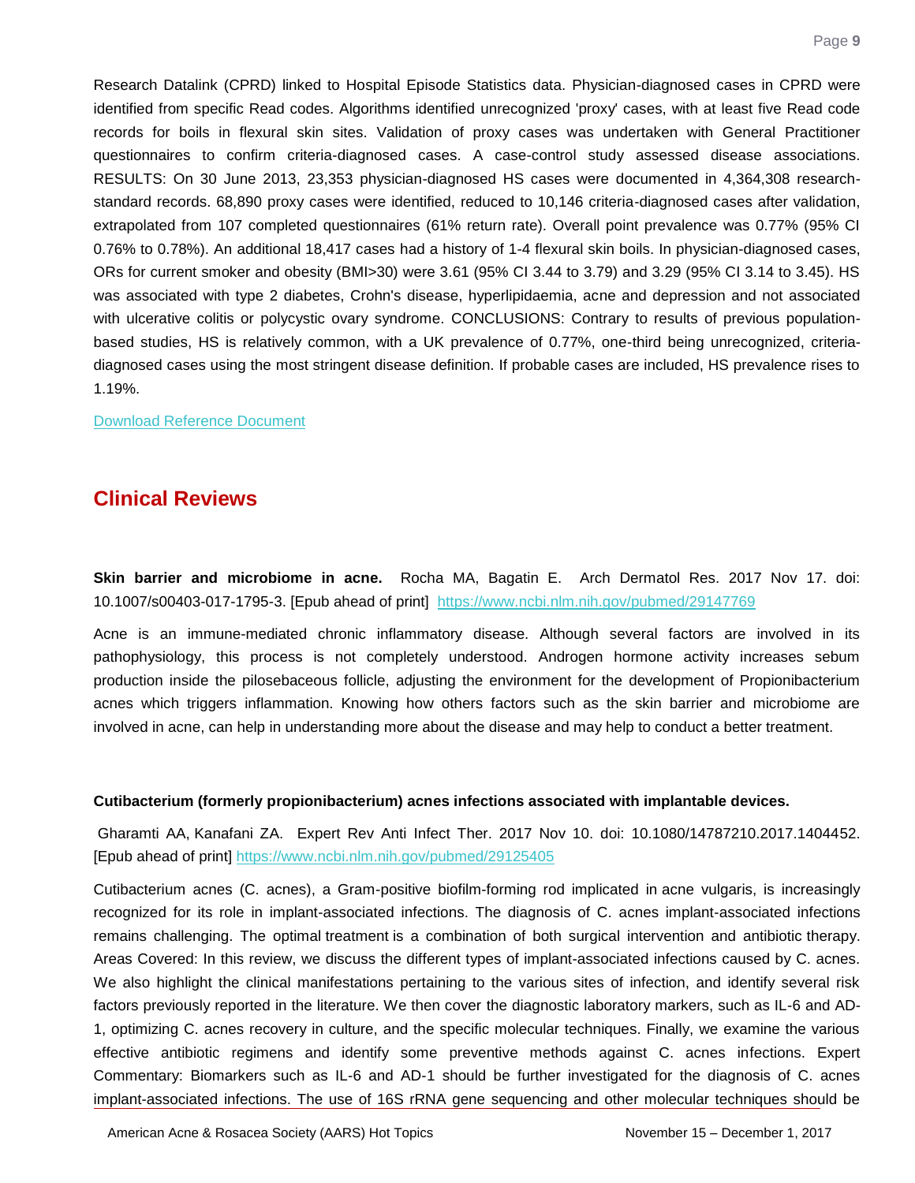Research Datalink (CPRD) linked to Hospital Episode Statistics data. Physician-diagnosed cases in CPRD were identified from specific Read codes. Algorithms identified unrecognized 'proxy' cases, with at least five Read code records for boils in flexural skin sites. Validation of proxy cases was undertaken with General Practitioner questionnaires to confirm criteria-diagnosed cases. A case-control study assessed disease associations. RESULTS: On 30 June 2013, 23,353 physician-diagnosed HS cases were documented in 4,364,308 research-standard records. 68,890 proxy cases were identified, reduced to 10,146 criteria-diagnosed cases after validation, extrapolated from 107 completed questionnaires (61% return rate). Overall point prevalence was 0.77% (95% CI 0.76% to 0.78%). An additional 18,417 cases had a history of 1-4 flexural skin boils. In physician-diagnosed cases, ORs for current smoker and obesity (BMI>30) were 3.61 (95% CI 3.44 to 3.79) and 3.29 (95% CI 3.14 to 3.45). HS was associated with type 2 diabetes, Crohn's disease, hyperlipidaemia, acne and depression and not associated with ulcerative colitis or polycystic ovary syndrome. CONCLUSIONS: Contrary to results of previous population-based studies, HS is relatively common, with a UK prevalence of 0.77%, one-third being unrecognized, criteria-diagnosed cases using the most stringent disease definition. If probable cases are included, HS prevalence rises to 1.19%.

Download Reference Document

## Clinical Reviews

**Skin barrier and microbiome in acne.** Rocha MA, Bagatin E. Arch Dermatol Res. 2017 Nov 17. doi: 10.1007/s00403-017-1795-3. [Epub ahead of print] https://www.ncbi.nlm.nih.gov/pubmed/29147769

Acne is an immune-mediated chronic inflammatory disease. Although several factors are involved in its pathophysiology, this process is not completely understood. Androgen hormone activity increases sebum production inside the pilosebaceous follicle, adjusting the environment for the development of Propionibacterium acnes which triggers inflammation. Knowing how others factors such as the skin barrier and microbiome are involved in acne, can help in understanding more about the disease and may help to conduct a better treatment.

**Cutibacterium (formerly propionibacterium) acnes infections associated with implantable devices.**

Gharamti AA, Kanafani ZA. Expert Rev Anti Infect Ther. 2017 Nov 10. doi: 10.1080/14787210.2017.1404452. [Epub ahead of print] https://www.ncbi.nlm.nih.gov/pubmed/29125405

Cutibacterium acnes (C. acnes), a Gram-positive biofilm-forming rod implicated in acne vulgaris, is increasingly recognized for its role in implant-associated infections. The diagnosis of C. acnes implant-associated infections remains challenging. The optimal treatment is a combination of both surgical intervention and antibiotic therapy. Areas Covered: In this review, we discuss the different types of implant-associated infections caused by C. acnes. We also highlight the clinical manifestations pertaining to the various sites of infection, and identify several risk factors previously reported in the literature. We then cover the diagnostic laboratory markers, such as IL-6 and AD-1, optimizing C. acnes recovery in culture, and the specific molecular techniques. Finally, we examine the various effective antibiotic regimens and identify some preventive methods against C. acnes infections. Expert Commentary: Biomarkers such as IL-6 and AD-1 should be further investigated for the diagnosis of C. acnes implant-associated infections. The use of 16S rRNA gene sequencing and other molecular techniques should be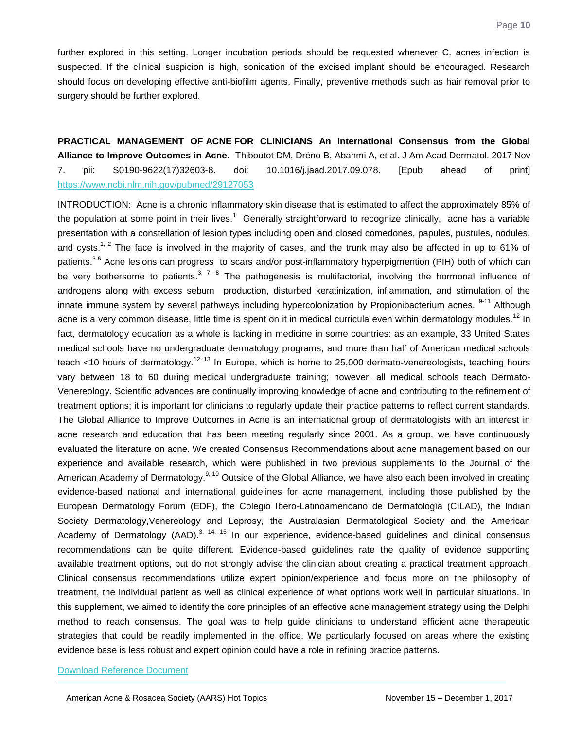further explored in this setting. Longer incubation periods should be requested whenever C. acnes infection is suspected. If the clinical suspicion is high, sonication of the excised implant should be encouraged. Research should focus on developing effective anti-biofilm agents. Finally, preventive methods such as hair removal prior to surgery should be further explored.

**PRACTICAL MANAGEMENT OF ACNE FOR CLINICIANS An International Consensus from the Global Alliance to Improve Outcomes in Acne.** Thiboutot DM, Dréno B, Abanmi A, et al. J Am Acad Dermatol. 2017 Nov 7. pii: S0190-9622(17)32603-8. doi: 10.1016/j.jaad.2017.09.078. [Epub ahead of print] https://www.ncbi.nlm.nih.gov/pubmed/29127053

INTRODUCTION: Acne is a chronic inflammatory skin disease that is estimated to affect the approximately 85% of the population at some point in their lives.[1] Generally straightforward to recognize clinically, acne has a variable presentation with a constellation of lesion types including open and closed comedones, papules, pustules, nodules, and cysts.[1, 2] The face is involved in the majority of cases, and the trunk may also be affected in up to 61% of patients.[3-6] Acne lesions can progress to scars and/or post-inflammatory hyperpigmention (PIH) both of which can be very bothersome to patients.[3, 7, 8] The pathogenesis is multifactorial, involving the hormonal influence of androgens along with excess sebum production, disturbed keratinization, inflammation, and stimulation of the innate immune system by several pathways including hypercolonization by Propionibacterium acnes. [9-11] Although acne is a very common disease, little time is spent on it in medical curricula even within dermatology modules.[12] In fact, dermatology education as a whole is lacking in medicine in some countries: as an example, 33 United States medical schools have no undergraduate dermatology programs, and more than half of American medical schools teach <10 hours of dermatology.[12, 13] In Europe, which is home to 25,000 dermato-venereologists, teaching hours vary between 18 to 60 during medical undergraduate training; however, all medical schools teach Dermato-Venereology. Scientific advances are continually improving knowledge of acne and contributing to the refinement of treatment options; it is important for clinicians to regularly update their practice patterns to reflect current standards. The Global Alliance to Improve Outcomes in Acne is an international group of dermatologists with an interest in acne research and education that has been meeting regularly since 2001. As a group, we have continuously evaluated the literature on acne. We created Consensus Recommendations about acne management based on our experience and available research, which were published in two previous supplements to the Journal of the American Academy of Dermatology.[9, 10] Outside of the Global Alliance, we have also each been involved in creating evidence-based national and international guidelines for acne management, including those published by the European Dermatology Forum (EDF), the Colegio Ibero-Latinoamericano de Dermatología (CILAD), the Indian Society Dermatology,Venereology and Leprosy, the Australasian Dermatological Society and the American Academy of Dermatology (AAD).[3, 14, 15] In our experience, evidence-based guidelines and clinical consensus recommendations can be quite different. Evidence-based guidelines rate the quality of evidence supporting available treatment options, but do not strongly advise the clinician about creating a practical treatment approach. Clinical consensus recommendations utilize expert opinion/experience and focus more on the philosophy of treatment, the individual patient as well as clinical experience of what options work well in particular situations. In this supplement, we aimed to identify the core principles of an effective acne management strategy using the Delphi method to reach consensus. The goal was to help guide clinicians to understand efficient acne therapeutic strategies that could be readily implemented in the office. We particularly focused on areas where the existing evidence base is less robust and expert opinion could have a role in refining practice patterns.

Download Reference Document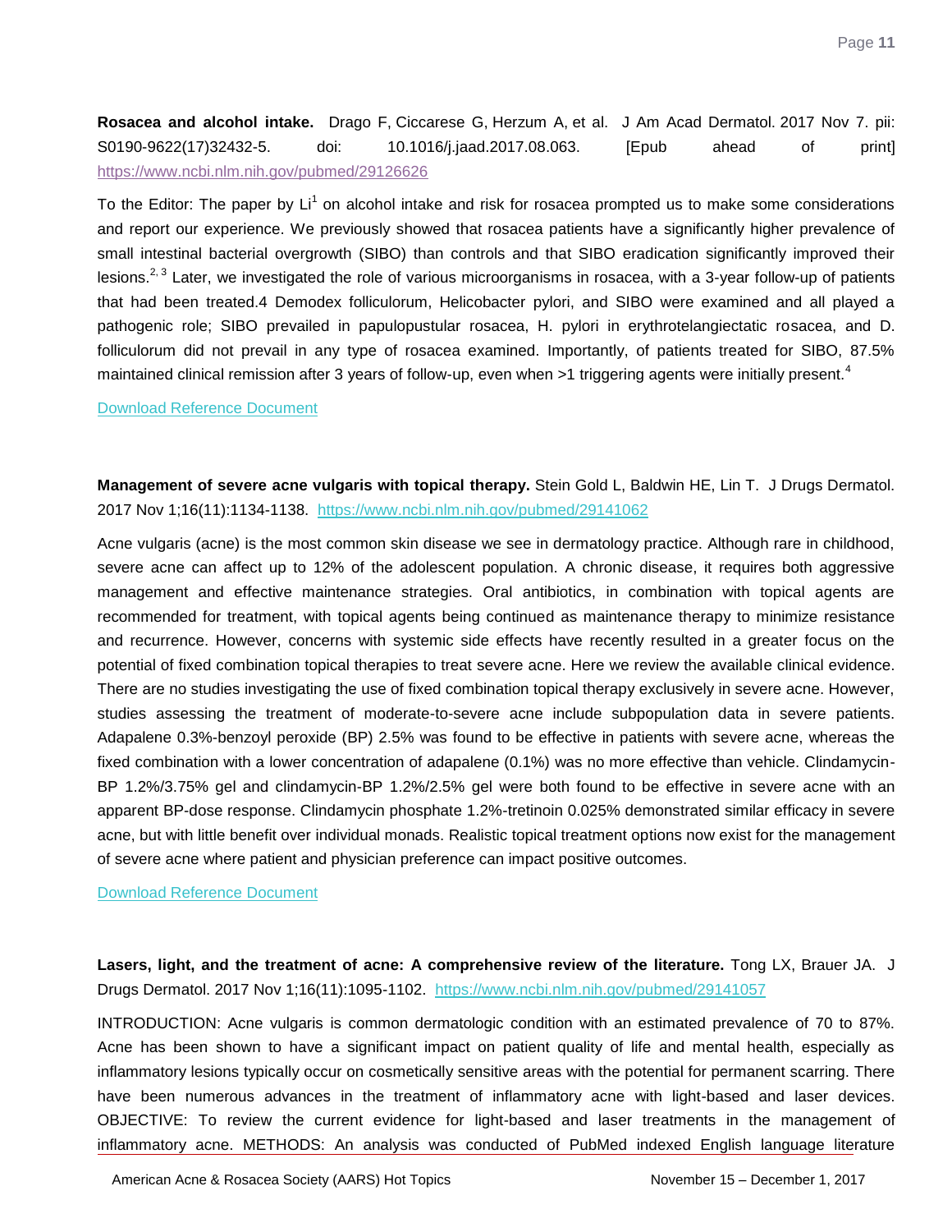**Rosacea and alcohol intake.** Drago F, Ciccarese G, Herzum A, et al. J Am Acad Dermatol. 2017 Nov 7. pii: S0190-9622(17)32432-5. doi: 10.1016/j.jaad.2017.08.063. [Epub ahead of print] https://www.ncbi.nlm.nih.gov/pubmed/29126626

To the Editor: The paper by Li[1] on alcohol intake and risk for rosacea prompted us to make some considerations and report our experience. We previously showed that rosacea patients have a significantly higher prevalence of small intestinal bacterial overgrowth (SIBO) than controls and that SIBO eradication significantly improved their lesions.[2, 3] Later, we investigated the role of various microorganisms in rosacea, with a 3-year follow-up of patients that had been treated.4 Demodex folliculorum, Helicobacter pylori, and SIBO were examined and all played a pathogenic role; SIBO prevailed in papulopustular rosacea, H. pylori in erythrotelangiectatic rosacea, and D. folliculorum did not prevail in any type of rosacea examined. Importantly, of patients treated for SIBO, 87.5% maintained clinical remission after 3 years of follow-up, even when >1 triggering agents were initially present.[4]

Download Reference Document

**Management of severe acne vulgaris with topical therapy.** Stein Gold L, Baldwin HE, Lin T. J Drugs Dermatol. 2017 Nov 1;16(11):1134-1138. https://www.ncbi.nlm.nih.gov/pubmed/29141062

Acne vulgaris (acne) is the most common skin disease we see in dermatology practice. Although rare in childhood, severe acne can affect up to 12% of the adolescent population. A chronic disease, it requires both aggressive management and effective maintenance strategies. Oral antibiotics, in combination with topical agents are recommended for treatment, with topical agents being continued as maintenance therapy to minimize resistance and recurrence. However, concerns with systemic side effects have recently resulted in a greater focus on the potential of fixed combination topical therapies to treat severe acne. Here we review the available clinical evidence. There are no studies investigating the use of fixed combination topical therapy exclusively in severe acne. However, studies assessing the treatment of moderate-to-severe acne include subpopulation data in severe patients. Adapalene 0.3%-benzoyl peroxide (BP) 2.5% was found to be effective in patients with severe acne, whereas the fixed combination with a lower concentration of adapalene (0.1%) was no more effective than vehicle. Clindamycin-BP 1.2%/3.75% gel and clindamycin-BP 1.2%/2.5% gel were both found to be effective in severe acne with an apparent BP-dose response. Clindamycin phosphate 1.2%-tretinoin 0.025% demonstrated similar efficacy in severe acne, but with little benefit over individual monads. Realistic topical treatment options now exist for the management of severe acne where patient and physician preference can impact positive outcomes.

Download Reference Document

**Lasers, light, and the treatment of acne: A comprehensive review of the literature.** Tong LX, Brauer JA. J Drugs Dermatol. 2017 Nov 1;16(11):1095-1102. https://www.ncbi.nlm.nih.gov/pubmed/29141057

INTRODUCTION: Acne vulgaris is common dermatologic condition with an estimated prevalence of 70 to 87%. Acne has been shown to have a significant impact on patient quality of life and mental health, especially as inflammatory lesions typically occur on cosmetically sensitive areas with the potential for permanent scarring. There have been numerous advances in the treatment of inflammatory acne with light-based and laser devices. OBJECTIVE: To review the current evidence for light-based and laser treatments in the management of inflammatory acne. METHODS: An analysis was conducted of PubMed indexed English language literature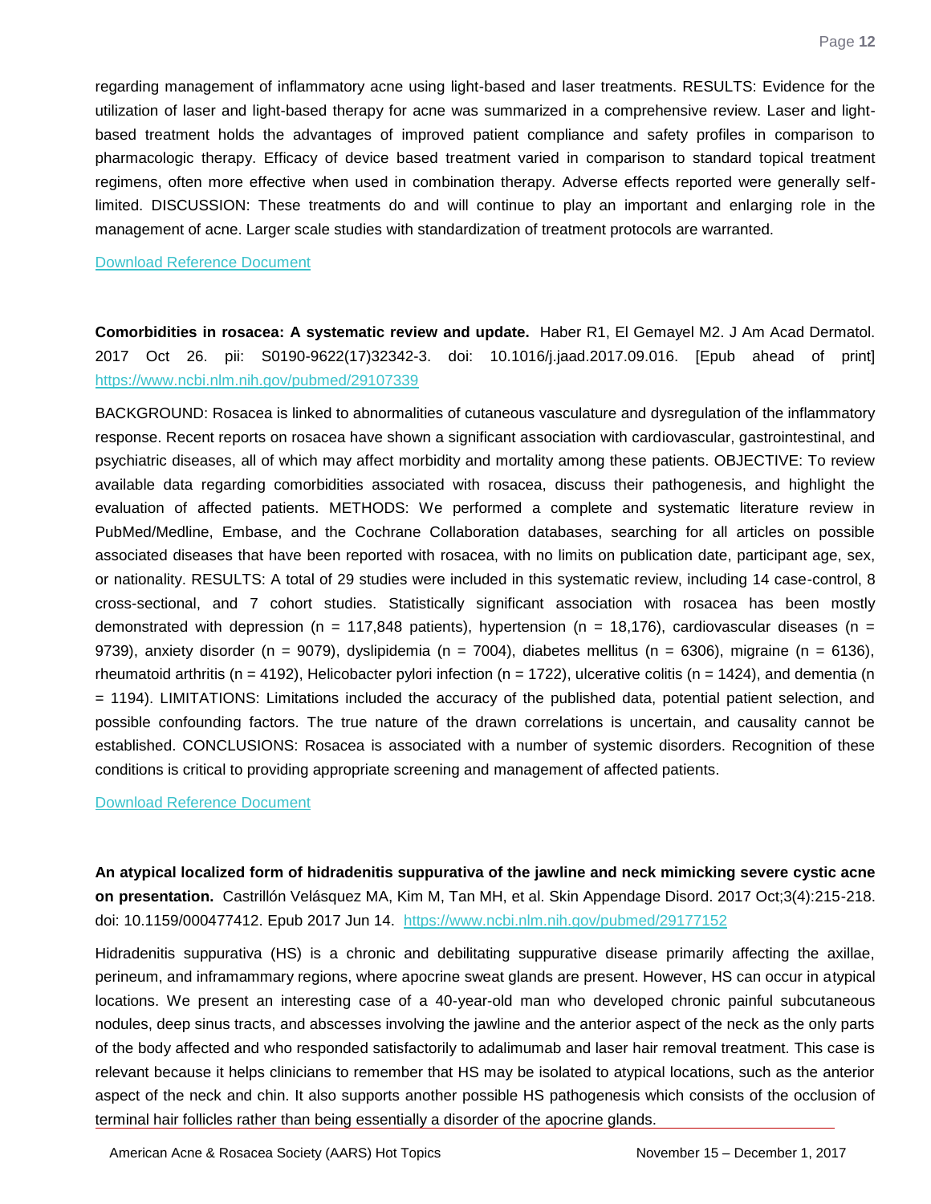regarding management of inflammatory acne using light-based and laser treatments. RESULTS: Evidence for the utilization of laser and light-based therapy for acne was summarized in a comprehensive review. Laser and light-based treatment holds the advantages of improved patient compliance and safety profiles in comparison to pharmacologic therapy. Efficacy of device based treatment varied in comparison to standard topical treatment regimens, often more effective when used in combination therapy. Adverse effects reported were generally self-limited. DISCUSSION: These treatments do and will continue to play an important and enlarging role in the management of acne. Larger scale studies with standardization of treatment protocols are warranted.

Download Reference Document

**Comorbidities in rosacea: A systematic review and update.** Haber R1, El Gemayel M2. J Am Acad Dermatol. 2017 Oct 26. pii: S0190-9622(17)32342-3. doi: 10.1016/j.jaad.2017.09.016. [Epub ahead of print] https://www.ncbi.nlm.nih.gov/pubmed/29107339

BACKGROUND: Rosacea is linked to abnormalities of cutaneous vasculature and dysregulation of the inflammatory response. Recent reports on rosacea have shown a significant association with cardiovascular, gastrointestinal, and psychiatric diseases, all of which may affect morbidity and mortality among these patients. OBJECTIVE: To review available data regarding comorbidities associated with rosacea, discuss their pathogenesis, and highlight the evaluation of affected patients. METHODS: We performed a complete and systematic literature review in PubMed/Medline, Embase, and the Cochrane Collaboration databases, searching for all articles on possible associated diseases that have been reported with rosacea, with no limits on publication date, participant age, sex, or nationality. RESULTS: A total of 29 studies were included in this systematic review, including 14 case-control, 8 cross-sectional, and 7 cohort studies. Statistically significant association with rosacea has been mostly demonstrated with depression (n = 117,848 patients), hypertension (n = 18,176), cardiovascular diseases (n = 9739), anxiety disorder (n = 9079), dyslipidemia (n = 7004), diabetes mellitus (n = 6306), migraine (n = 6136), rheumatoid arthritis (n = 4192), Helicobacter pylori infection (n = 1722), ulcerative colitis (n = 1424), and dementia (n = 1194). LIMITATIONS: Limitations included the accuracy of the published data, potential patient selection, and possible confounding factors. The true nature of the drawn correlations is uncertain, and causality cannot be established. CONCLUSIONS: Rosacea is associated with a number of systemic disorders. Recognition of these conditions is critical to providing appropriate screening and management of affected patients.

Download Reference Document

**An atypical localized form of hidradenitis suppurativa of the jawline and neck mimicking severe cystic acne on presentation.** Castrillón Velásquez MA, Kim M, Tan MH, et al. Skin Appendage Disord. 2017 Oct;3(4):215-218. doi: 10.1159/000477412. Epub 2017 Jun 14. https://www.ncbi.nlm.nih.gov/pubmed/29177152

Hidradenitis suppurativa (HS) is a chronic and debilitating suppurative disease primarily affecting the axillae, perineum, and inframammary regions, where apocrine sweat glands are present. However, HS can occur in atypical locations. We present an interesting case of a 40-year-old man who developed chronic painful subcutaneous nodules, deep sinus tracts, and abscesses involving the jawline and the anterior aspect of the neck as the only parts of the body affected and who responded satisfactorily to adalimumab and laser hair removal treatment. This case is relevant because it helps clinicians to remember that HS may be isolated to atypical locations, such as the anterior aspect of the neck and chin. It also supports another possible HS pathogenesis which consists of the occlusion of terminal hair follicles rather than being essentially a disorder of the apocrine glands.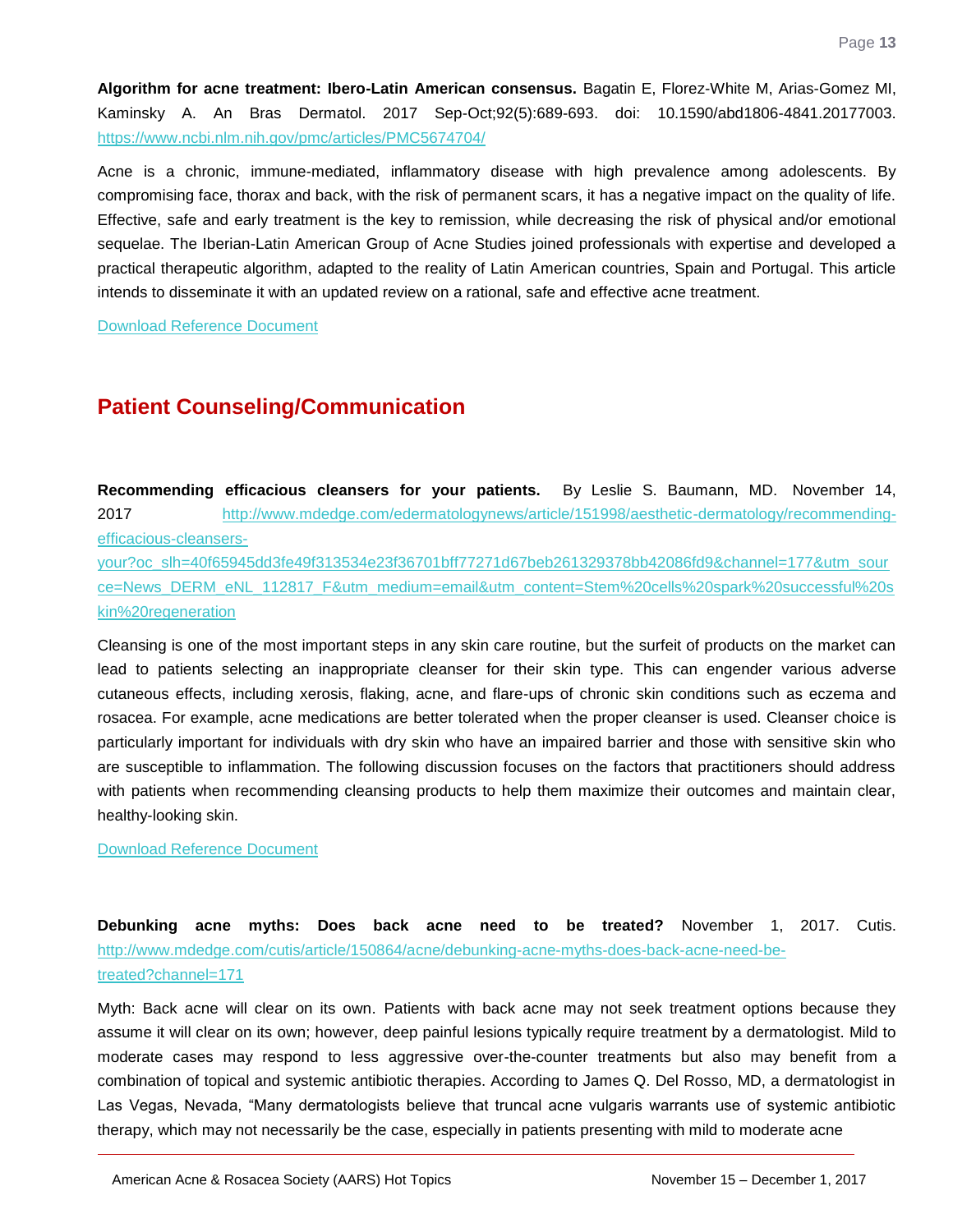**Algorithm for acne treatment: Ibero-Latin American consensus.** Bagatin E, Florez-White M, Arias-Gomez MI, Kaminsky A. An Bras Dermatol. 2017 Sep-Oct;92(5):689-693. doi: 10.1590/abd1806-4841.20177003. https://www.ncbi.nlm.nih.gov/pmc/articles/PMC5674704/

Acne is a chronic, immune-mediated, inflammatory disease with high prevalence among adolescents. By compromising face, thorax and back, with the risk of permanent scars, it has a negative impact on the quality of life. Effective, safe and early treatment is the key to remission, while decreasing the risk of physical and/or emotional sequelae. The Iberian-Latin American Group of Acne Studies joined professionals with expertise and developed a practical therapeutic algorithm, adapted to the reality of Latin American countries, Spain and Portugal. This article intends to disseminate it with an updated review on a rational, safe and effective acne treatment.

Download Reference Document

## Patient Counseling/Communication

**Recommending efficacious cleansers for your patients.** By Leslie S. Baumann, MD. November 14, 2017 http://www.mdedge.com/edermatologynews/article/151998/aesthetic-dermatology/recommending-efficacious-cleansers-your?oc_slh=40f65945dd3fe49f313534e23f36701bff77271d67beb261329378bb42086fd9&channel=177&utm_source=News_DERM_eNL_112817_F&utm_medium=email&utm_content=Stem%20cells%20spark%20successful%20skin%20regeneration

Cleansing is one of the most important steps in any skin care routine, but the surfeit of products on the market can lead to patients selecting an inappropriate cleanser for their skin type. This can engender various adverse cutaneous effects, including xerosis, flaking, acne, and flare-ups of chronic skin conditions such as eczema and rosacea. For example, acne medications are better tolerated when the proper cleanser is used. Cleanser choice is particularly important for individuals with dry skin who have an impaired barrier and those with sensitive skin who are susceptible to inflammation. The following discussion focuses on the factors that practitioners should address with patients when recommending cleansing products to help them maximize their outcomes and maintain clear, healthy-looking skin.

Download Reference Document

**Debunking acne myths: Does back acne need to be treated?** November 1, 2017. Cutis. http://www.mdedge.com/cutis/article/150864/acne/debunking-acne-myths-does-back-acne-need-be-treated?channel=171

Myth: Back acne will clear on its own. Patients with back acne may not seek treatment options because they assume it will clear on its own; however, deep painful lesions typically require treatment by a dermatologist. Mild to moderate cases may respond to less aggressive over-the-counter treatments but also may benefit from a combination of topical and systemic antibiotic therapies. According to James Q. Del Rosso, MD, a dermatologist in Las Vegas, Nevada, "Many dermatologists believe that truncal acne vulgaris warrants use of systemic antibiotic therapy, which may not necessarily be the case, especially in patients presenting with mild to moderate acne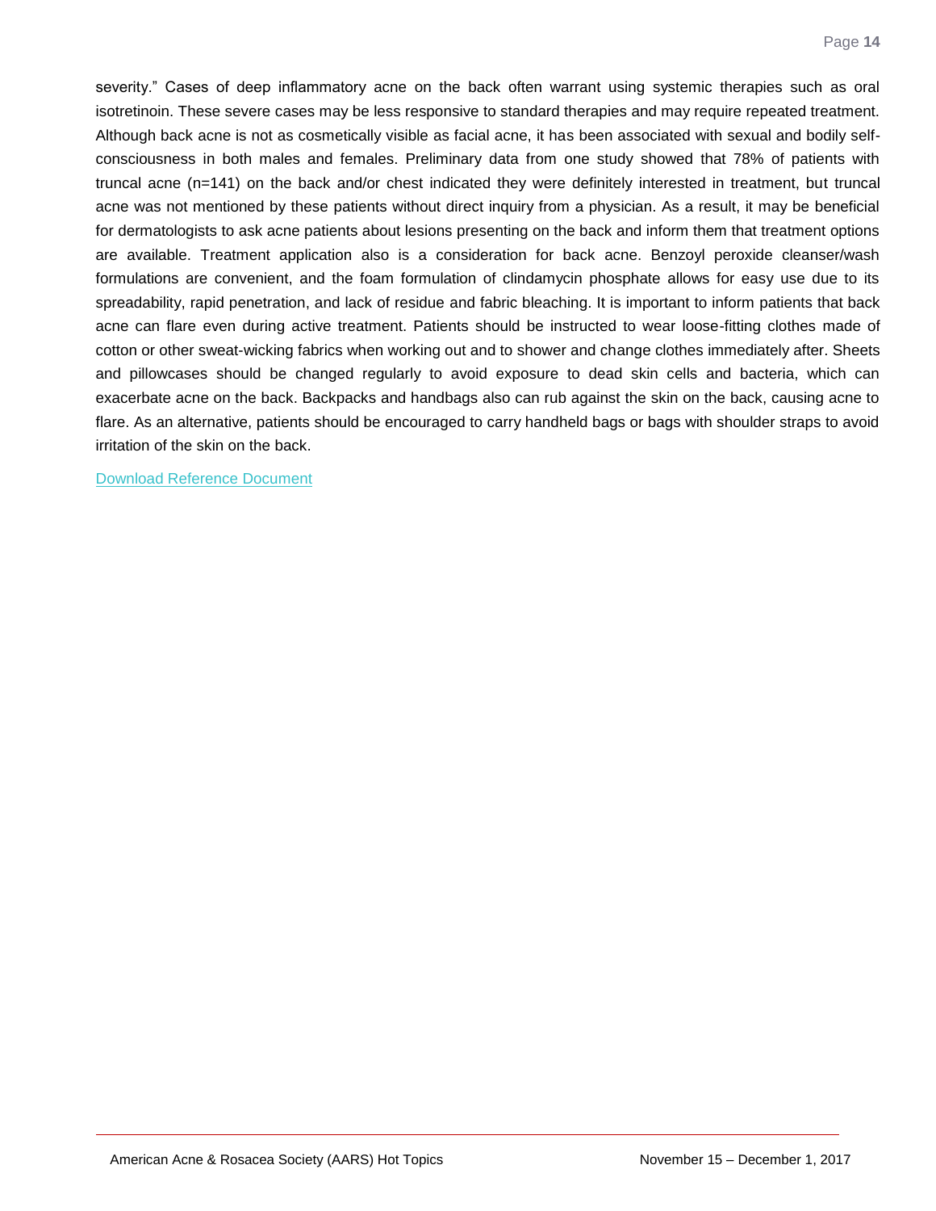severity." Cases of deep inflammatory acne on the back often warrant using systemic therapies such as oral isotretinoin. These severe cases may be less responsive to standard therapies and may require repeated treatment. Although back acne is not as cosmetically visible as facial acne, it has been associated with sexual and bodily self-consciousness in both males and females. Preliminary data from one study showed that 78% of patients with truncal acne (n=141) on the back and/or chest indicated they were definitely interested in treatment, but truncal acne was not mentioned by these patients without direct inquiry from a physician. As a result, it may be beneficial for dermatologists to ask acne patients about lesions presenting on the back and inform them that treatment options are available. Treatment application also is a consideration for back acne. Benzoyl peroxide cleanser/wash formulations are convenient, and the foam formulation of clindamycin phosphate allows for easy use due to its spreadability, rapid penetration, and lack of residue and fabric bleaching. It is important to inform patients that back acne can flare even during active treatment. Patients should be instructed to wear loose-fitting clothes made of cotton or other sweat-wicking fabrics when working out and to shower and change clothes immediately after. Sheets and pillowcases should be changed regularly to avoid exposure to dead skin cells and bacteria, which can exacerbate acne on the back. Backpacks and handbags also can rub against the skin on the back, causing acne to flare. As an alternative, patients should be encouraged to carry handheld bags or bags with shoulder straps to avoid irritation of the skin on the back.

Download Reference Document